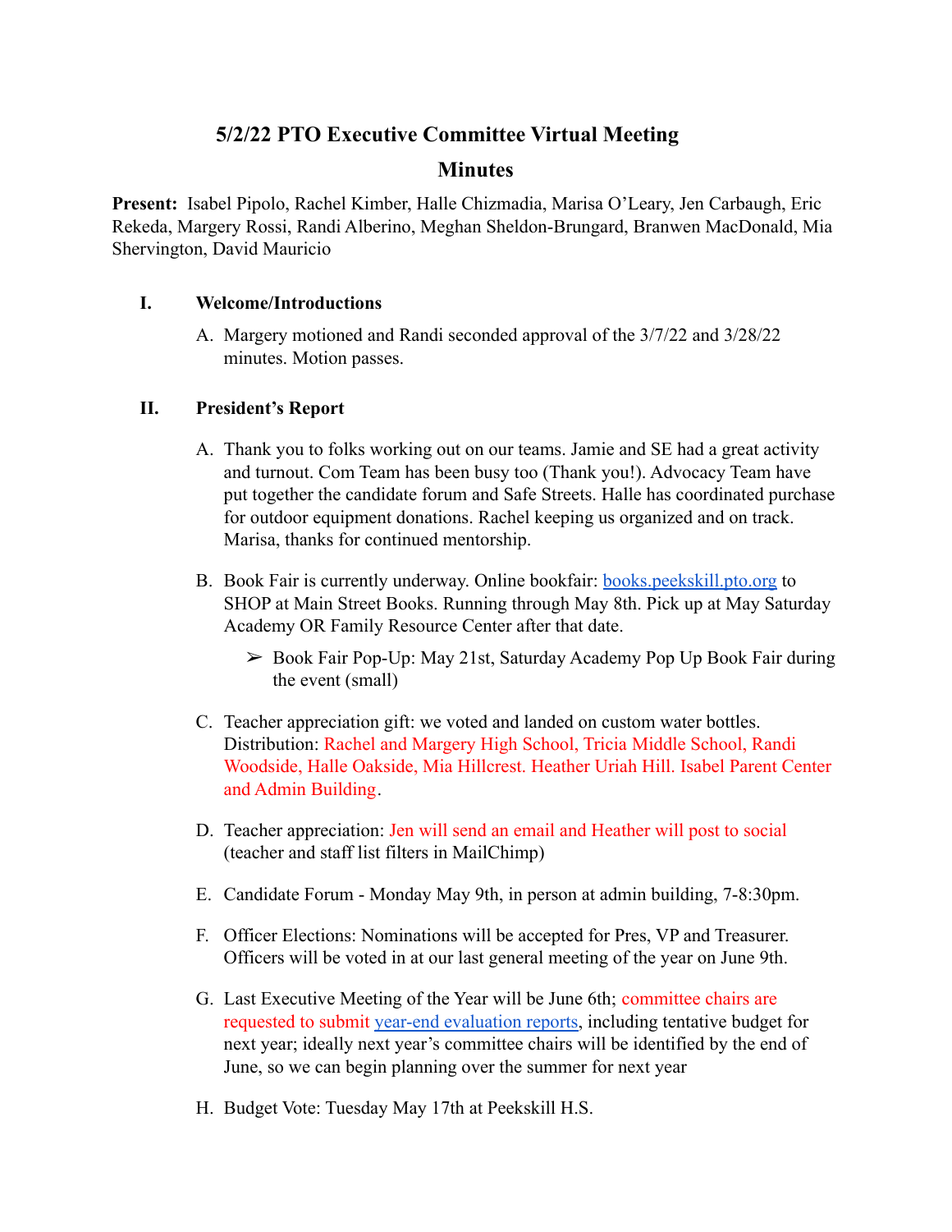# 5/2/22 PTO Executive Committee Virtual Meeting

## Minutes

**Present:** Isabel Pipolo, Rachel Kimber, Halle Chizmadia, Marisa O'Leary, Jen Carbaugh, Eric Rekeda, Margery Rossi, Randi Alberino, Meghan Sheldon-Brungard, Branwen MacDonald, Mia Shervington, David Mauricio

I. **Welcome/Introductions**

   A. Margery motioned and Randi seconded approval of the 3/7/22 and 3/28/22 minutes. Motion passes.

II. **President's Report**

   A. Thank you to folks working out on our teams. Jamie and SE had a great activity and turnout. Com Team has been busy too (Thank you!). Advocacy Team have put together the candidate forum and Safe Streets. Halle has coordinated purchase for outdoor equipment donations. Rachel keeping us organized and on track. Marisa, thanks for continued mentorship.

   B. Book Fair is currently underway. Online bookfair: [books.peekskill.pto.org](books.peekskill.pto.org) to SHOP at Main Street Books. Running through May 8th. Pick up at May Saturday Academy OR Family Resource Center after that date.

      ➢ Book Fair Pop-Up: May 21st, Saturday Academy Pop Up Book Fair during the event (small)

   C. Teacher appreciation gift: we voted and landed on custom water bottles. Distribution: Rachel and Margery High School, Tricia Middle School, Randi Woodside, Halle Oakside, Mia Hillcrest. Heather Uriah Hill. Isabel Parent Center and Admin Building.

   D. Teacher appreciation: Jen will send an email and Heather will post to social (teacher and staff list filters in MailChimp)

   E. Candidate Forum - Monday May 9th, in person at admin building, 7-8:30pm.

   F. Officer Elections: Nominations will be accepted for Pres, VP and Treasurer. Officers will be voted in at our last general meeting of the year on June 9th.

   G. Last Executive Meeting of the Year will be June 6th; committee chairs are requested to submit [year-end evaluation reports](year-end evaluation reports), including tentative budget for next year; ideally next year's committee chairs will be identified by the end of June, so we can begin planning over the summer for next year

   H. Budget Vote: Tuesday May 17th at Peekskill H.S.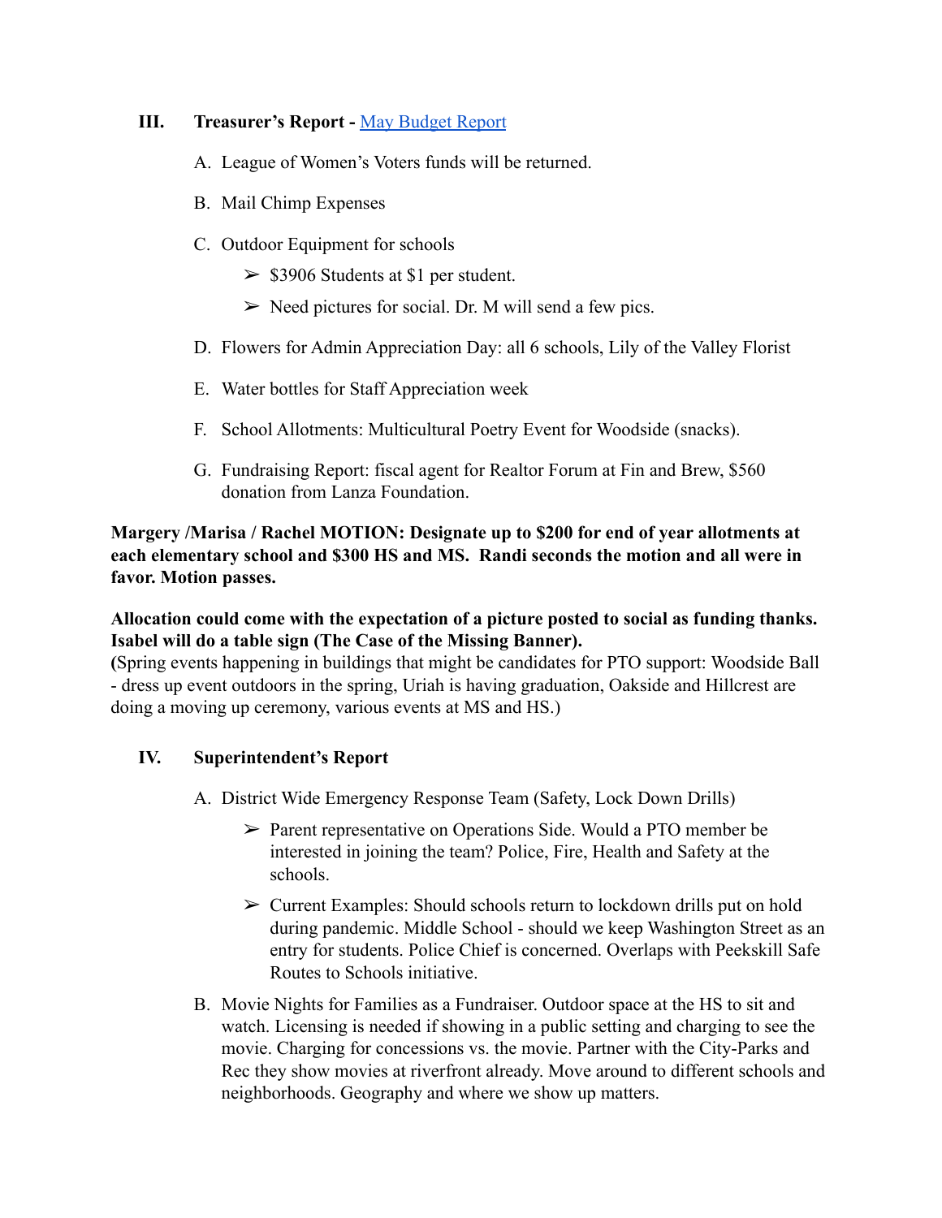## III. Treasurer's Report - May Budget Report

A. League of Women's Voters funds will be returned.

B. Mail Chimp Expenses

C. Outdoor Equipment for schools
   - $3906 Students at $1 per student.
   - Need pictures for social. Dr. M will send a few pics.

D. Flowers for Admin Appreciation Day: all 6 schools, Lily of the Valley Florist

E. Water bottles for Staff Appreciation week

F. School Allotments: Multicultural Poetry Event for Woodside (snacks).

G. Fundraising Report: fiscal agent for Realtor Forum at Fin and Brew, $560 donation from Lanza Foundation.

**Margery /Marisa / Rachel MOTION: Designate up to $200 for end of year allotments at each elementary school and $300 HS and MS. Randi seconds the motion and all were in favor. Motion passes.**

**Allocation could come with the expectation of a picture posted to social as funding thanks. Isabel will do a table sign (The Case of the Missing Banner).**
**(**Spring events happening in buildings that might be candidates for PTO support: Woodside Ball - dress up event outdoors in the spring, Uriah is having graduation, Oakside and Hillcrest are doing a moving up ceremony, various events at MS and HS.)

## IV. Superintendent's Report

A. District Wide Emergency Response Team (Safety, Lock Down Drills)
   - Parent representative on Operations Side. Would a PTO member be interested in joining the team? Police, Fire, Health and Safety at the schools.
   - Current Examples: Should schools return to lockdown drills put on hold during pandemic. Middle School - should we keep Washington Street as an entry for students. Police Chief is concerned. Overlaps with Peekskill Safe Routes to Schools initiative.

B. Movie Nights for Families as a Fundraiser. Outdoor space at the HS to sit and watch. Licensing is needed if showing in a public setting and charging to see the movie. Charging for concessions vs. the movie. Partner with the City-Parks and Rec they show movies at riverfront already. Move around to different schools and neighborhoods. Geography and where we show up matters.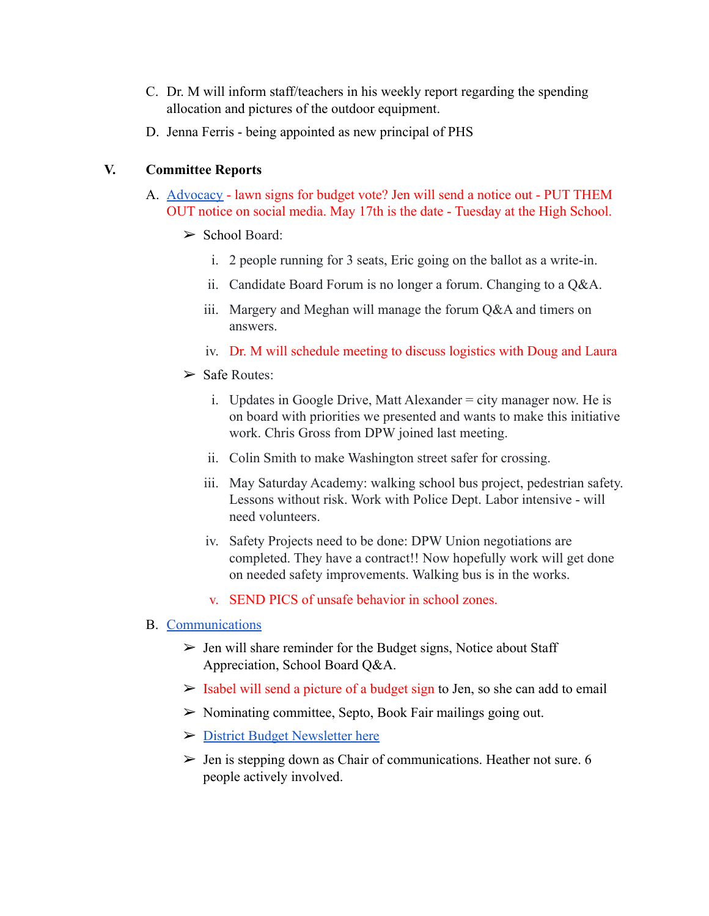C. Dr. M will inform staff/teachers in his weekly report regarding the spending allocation and pictures of the outdoor equipment.

D. Jenna Ferris - being appointed as new principal of PHS

## V. Committee Reports

A. Advocacy - lawn signs for budget vote? Jen will send a notice out - PUT THEM OUT notice on social media. May 17th is the date - Tuesday at the High School.

- School Board:
  - i. 2 people running for 3 seats, Eric going on the ballot as a write-in.
  - ii. Candidate Board Forum is no longer a forum. Changing to a Q&A.
  - iii. Margery and Meghan will manage the forum Q&A and timers on answers.
  - iv. Dr. M will schedule meeting to discuss logistics with Doug and Laura
- Safe Routes:
  - i. Updates in Google Drive, Matt Alexander = city manager now. He is on board with priorities we presented and wants to make this initiative work. Chris Gross from DPW joined last meeting.
  - ii. Colin Smith to make Washington street safer for crossing.
  - iii. May Saturday Academy: walking school bus project, pedestrian safety. Lessons without risk. Work with Police Dept. Labor intensive - will need volunteers.
  - iv. Safety Projects need to be done: DPW Union negotiations are completed. They have a contract!! Now hopefully work will get done on needed safety improvements. Walking bus is in the works.
  - v. SEND PICS of unsafe behavior in school zones.

B. Communications

- Jen will share reminder for the Budget signs, Notice about Staff Appreciation, School Board Q&A.
- Isabel will send a picture of a budget sign to Jen, so she can add to email
- Nominating committee, Septo, Book Fair mailings going out.
- District Budget Newsletter here
- Jen is stepping down as Chair of communications. Heather not sure. 6 people actively involved.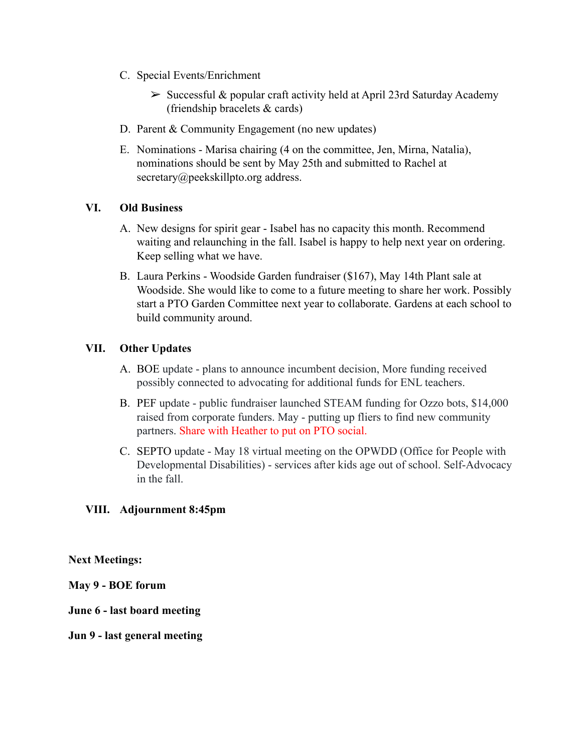C. Special Events/Enrichment

  ➢ Successful & popular craft activity held at April 23rd Saturday Academy (friendship bracelets & cards)

D. Parent & Community Engagement (no new updates)

E. Nominations - Marisa chairing (4 on the committee, Jen, Mirna, Natalia), nominations should be sent by May 25th and submitted to Rachel at secretary@peekskillpto.org address.

## VI. Old Business

A. New designs for spirit gear - Isabel has no capacity this month. Recommend waiting and relaunching in the fall. Isabel is happy to help next year on ordering. Keep selling what we have.

B. Laura Perkins - Woodside Garden fundraiser ($167), May 14th Plant sale at Woodside. She would like to come to a future meeting to share her work. Possibly start a PTO Garden Committee next year to collaborate. Gardens at each school to build community around.

## VII. Other Updates

A. BOE update - plans to announce incumbent decision, More funding received possibly connected to advocating for additional funds for ENL teachers.

B. PEF update - public fundraiser launched STEAM funding for Ozzo bots, $14,000 raised from corporate funders. May - putting up fliers to find new community partners. Share with Heather to put on PTO social.

C. SEPTO update - May 18 virtual meeting on the OPWDD (Office for People with Developmental Disabilities) - services after kids age out of school. Self-Advocacy in the fall.

## VIII. Adjournment 8:45pm

**Next Meetings:**

**May 9 - BOE forum**

**June 6 - last board meeting**

**Jun 9 - last general meeting**